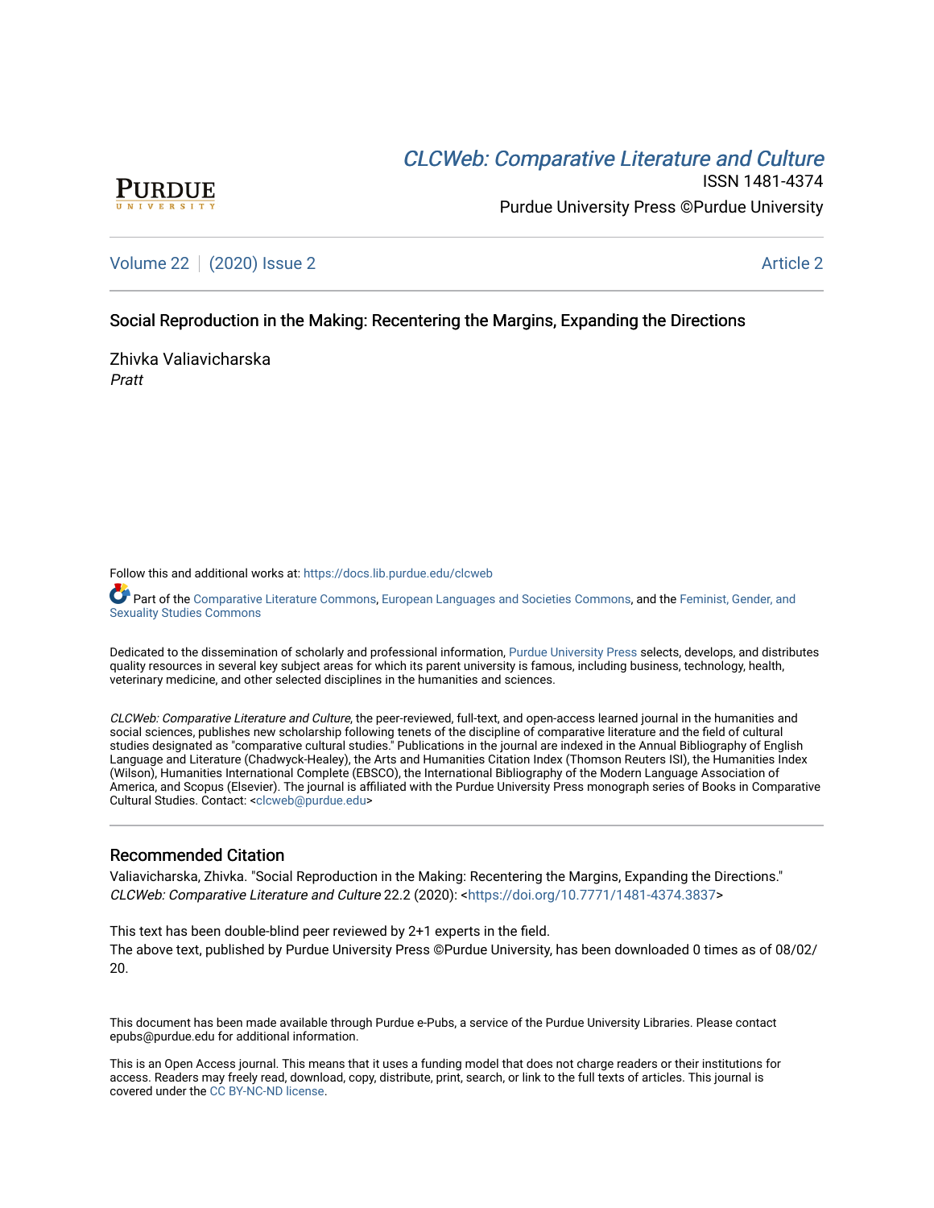CLCWeb: Comparative Literature and Culture

ISSN 1481-4374

Purdue University Press ©Purdue University

Volume 22 | (2020) Issue 2 Article 2

# Social Reproduction in the Making: Recentering the Margins, Expanding the Directions

Zhivka Valiavicharska
*Pratt*

Follow this and additional works at: https://docs.lib.purdue.edu/clcweb

Part of the Comparative Literature Commons, European Languages and Societies Commons, and the Feminist, Gender, and Sexuality Studies Commons

Dedicated to the dissemination of scholarly and professional information, Purdue University Press selects, develops, and distributes quality resources in several key subject areas for which its parent university is famous, including business, technology, health, veterinary medicine, and other selected disciplines in the humanities and sciences.

*CLCWeb: Comparative Literature and Culture*, the peer-reviewed, full-text, and open-access learned journal in the humanities and social sciences, publishes new scholarship following tenets of the discipline of comparative literature and the field of cultural studies designated as "comparative cultural studies." Publications in the journal are indexed in the Annual Bibliography of English Language and Literature (Chadwyck-Healey), the Arts and Humanities Citation Index (Thomson Reuters ISI), the Humanities Index (Wilson), Humanities International Complete (EBSCO), the International Bibliography of the Modern Language Association of America, and Scopus (Elsevier). The journal is affiliated with the Purdue University Press monograph series of Books in Comparative Cultural Studies. Contact: <clcweb@purdue.edu>

## Recommended Citation

Valiavicharska, Zhivka. "Social Reproduction in the Making: Recentering the Margins, Expanding the Directions." *CLCWeb: Comparative Literature and Culture* 22.2 (2020): <https://doi.org/10.7771/1481-4374.3837>

This text has been double-blind peer reviewed by 2+1 experts in the field.
The above text, published by Purdue University Press ©Purdue University, has been downloaded 0 times as of 08/02/20.

This document has been made available through Purdue e-Pubs, a service of the Purdue University Libraries. Please contact epubs@purdue.edu for additional information.

This is an Open Access journal. This means that it uses a funding model that does not charge readers or their institutions for access. Readers may freely read, download, copy, distribute, print, search, or link to the full texts of articles. This journal is covered under the CC BY-NC-ND license.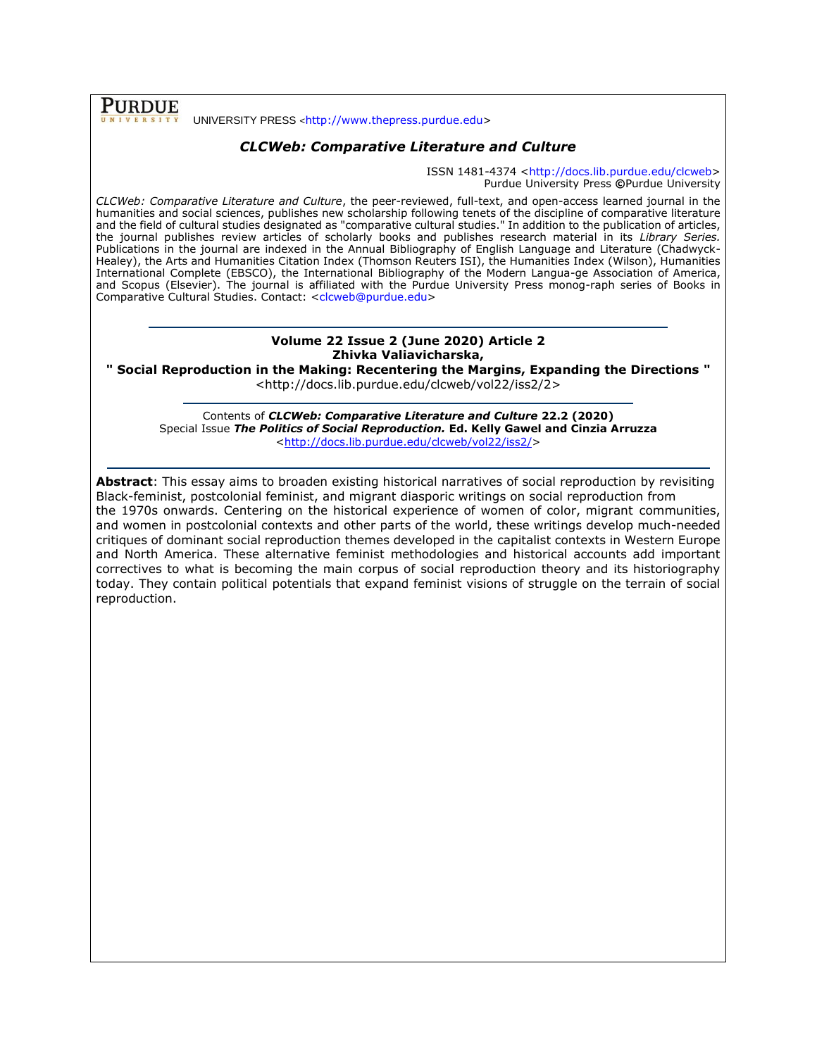PURDUE UNIVERSITY PRESS <http://www.thepress.purdue.edu>

## *CLCWeb: Comparative Literature and Culture*

ISSN 1481-4374 <http://docs.lib.purdue.edu/clcweb>
Purdue University Press ©Purdue University

*CLCWeb: Comparative Literature and Culture*, the peer-reviewed, full-text, and open-access learned journal in the humanities and social sciences, publishes new scholarship following tenets of the discipline of comparative literature and the field of cultural studies designated as "comparative cultural studies." In addition to the publication of articles, the journal publishes review articles of scholarly books and publishes research material in its *Library Series.* Publications in the journal are indexed in the Annual Bibliography of English Language and Literature (Chadwyck-Healey), the Arts and Humanities Citation Index (Thomson Reuters ISI), the Humanities Index (Wilson), Humanities International Complete (EBSCO), the International Bibliography of the Modern Langua-ge Association of America, and Scopus (Elsevier). The journal is affiliated with the Purdue University Press monog-raph series of Books in Comparative Cultural Studies. Contact: <clcweb@purdue.edu>

---

**Volume 22 Issue 2 (June 2020) Article 2**
**Zhivka Valiavicharska,**
**" Social Reproduction in the Making: Recentering the Margins, Expanding the Directions "**
<http://docs.lib.purdue.edu/clcweb/vol22/iss2/2>

---

Contents of ***CLCWeb: Comparative Literature and Culture*** **22.2 (2020)**
Special Issue ***The Politics of Social Reproduction.*** **Ed. Kelly Gawel and Cinzia Arruzza**
<http://docs.lib.purdue.edu/clcweb/vol22/iss2/>

---

**Abstract**: This essay aims to broaden existing historical narratives of social reproduction by revisiting Black-feminist, postcolonial feminist, and migrant diasporic writings on social reproduction from the 1970s onwards. Centering on the historical experience of women of color, migrant communities, and women in postcolonial contexts and other parts of the world, these writings develop much-needed critiques of dominant social reproduction themes developed in the capitalist contexts in Western Europe and North America. These alternative feminist methodologies and historical accounts add important correctives to what is becoming the main corpus of social reproduction theory and its historiography today. They contain political potentials that expand feminist visions of struggle on the terrain of social reproduction.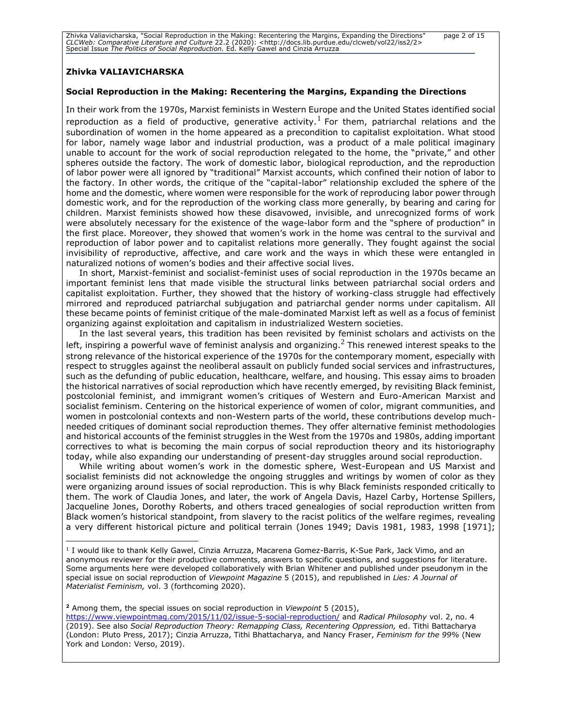**Zhivka VALIAVICHARSKA**

## Social Reproduction in the Making: Recentering the Margins, Expanding the Directions

In their work from the 1970s, Marxist feminists in Western Europe and the United States identified social reproduction as a field of productive, generative activity.[1] For them, patriarchal relations and the subordination of women in the home appeared as a precondition to capitalist exploitation. What stood for labor, namely wage labor and industrial production, was a product of a male political imaginary unable to account for the work of social reproduction relegated to the home, the "private," and other spheres outside the factory. The work of domestic labor, biological reproduction, and the reproduction of labor power were all ignored by "traditional" Marxist accounts, which confined their notion of labor to the factory. In other words, the critique of the "capital-labor" relationship excluded the sphere of the home and the domestic, where women were responsible for the work of reproducing labor power through domestic work, and for the reproduction of the working class more generally, by bearing and caring for children. Marxist feminists showed how these disavowed, invisible, and unrecognized forms of work were absolutely necessary for the existence of the wage-labor form and the "sphere of production" in the first place. Moreover, they showed that women's work in the home was central to the survival and reproduction of labor power and to capitalist relations more generally. They fought against the social invisibility of reproductive, affective, and care work and the ways in which these were entangled in naturalized notions of women's bodies and their affective social lives.

In short, Marxist-feminist and socialist-feminist uses of social reproduction in the 1970s became an important feminist lens that made visible the structural links between patriarchal social orders and capitalist exploitation. Further, they showed that the history of working-class struggle had effectively mirrored and reproduced patriarchal subjugation and patriarchal gender norms under capitalism. All these became points of feminist critique of the male-dominated Marxist left as well as a focus of feminist organizing against exploitation and capitalism in industrialized Western societies.

In the last several years, this tradition has been revisited by feminist scholars and activists on the left, inspiring a powerful wave of feminist analysis and organizing.[2] This renewed interest speaks to the strong relevance of the historical experience of the 1970s for the contemporary moment, especially with respect to struggles against the neoliberal assault on publicly funded social services and infrastructures, such as the defunding of public education, healthcare, welfare, and housing. This essay aims to broaden the historical narratives of social reproduction which have recently emerged, by revisiting Black feminist, postcolonial feminist, and immigrant women's critiques of Western and Euro-American Marxist and socialist feminism. Centering on the historical experience of women of color, migrant communities, and women in postcolonial contexts and non-Western parts of the world, these contributions develop much-needed critiques of dominant social reproduction themes. They offer alternative feminist methodologies and historical accounts of the feminist struggles in the West from the 1970s and 1980s, adding important correctives to what is becoming the main corpus of social reproduction theory and its historiography today, while also expanding our understanding of present-day struggles around social reproduction.

While writing about women's work in the domestic sphere, West-European and US Marxist and socialist feminists did not acknowledge the ongoing struggles and writings by women of color as they were organizing around issues of social reproduction. This is why Black feminists responded critically to them. The work of Claudia Jones, and later, the work of Angela Davis, Hazel Carby, Hortense Spillers, Jacqueline Jones, Dorothy Roberts, and others traced genealogies of social reproduction written from Black women's historical standpoint, from slavery to the racist politics of the welfare regimes, revealing a very different historical picture and political terrain (Jones 1949; Davis 1981, 1983, 1998 [1971];

---

[1] I would like to thank Kelly Gawel, Cinzia Arruzza, Macarena Gomez-Barris, K-Sue Park, Jack Vimo, and an anonymous reviewer for their productive comments, answers to specific questions, and suggestions for literature. Some arguments here were developed collaboratively with Brian Whitener and published under pseudonym in the special issue on social reproduction of *Viewpoint Magazine* 5 (2015), and republished in *Lies: A Journal of Materialist Feminism,* vol. 3 (forthcoming 2020).

[2] Among them, the special issues on social reproduction in *Viewpoint* 5 (2015), https://www.viewpointmag.com/2015/11/02/issue-5-social-reproduction/ and *Radical Philosophy* vol. 2, no. 4 (2019). See also *Social Reproduction Theory: Remapping Class, Recentering Oppression,* ed. Tithi Battacharya (London: Pluto Press, 2017); Cinzia Arruzza, Tithi Bhattacharya, and Nancy Fraser, *Feminism for the 99%* (New York and London: Verso, 2019).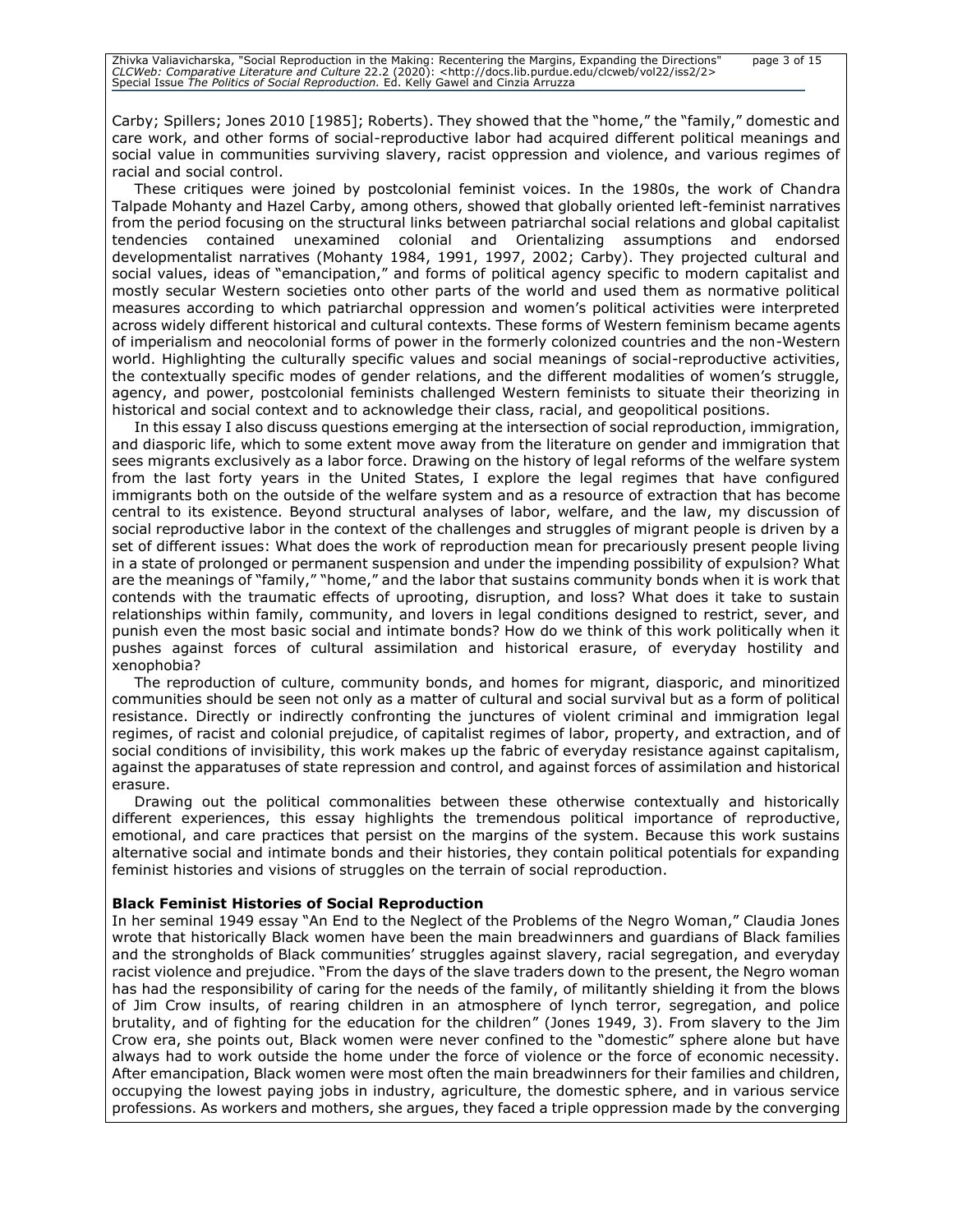Carby; Spillers; Jones 2010 [1985]; Roberts). They showed that the "home," the "family," domestic and care work, and other forms of social-reproductive labor had acquired different political meanings and social value in communities surviving slavery, racist oppression and violence, and various regimes of racial and social control.

These critiques were joined by postcolonial feminist voices. In the 1980s, the work of Chandra Talpade Mohanty and Hazel Carby, among others, showed that globally oriented left-feminist narratives from the period focusing on the structural links between patriarchal social relations and global capitalist tendencies contained unexamined colonial and Orientalizing assumptions and endorsed developmentalist narratives (Mohanty 1984, 1991, 1997, 2002; Carby). They projected cultural and social values, ideas of "emancipation," and forms of political agency specific to modern capitalist and mostly secular Western societies onto other parts of the world and used them as normative political measures according to which patriarchal oppression and women's political activities were interpreted across widely different historical and cultural contexts. These forms of Western feminism became agents of imperialism and neocolonial forms of power in the formerly colonized countries and the non-Western world. Highlighting the culturally specific values and social meanings of social-reproductive activities, the contextually specific modes of gender relations, and the different modalities of women's struggle, agency, and power, postcolonial feminists challenged Western feminists to situate their theorizing in historical and social context and to acknowledge their class, racial, and geopolitical positions.

In this essay I also discuss questions emerging at the intersection of social reproduction, immigration, and diasporic life, which to some extent move away from the literature on gender and immigration that sees migrants exclusively as a labor force. Drawing on the history of legal reforms of the welfare system from the last forty years in the United States, I explore the legal regimes that have configured immigrants both on the outside of the welfare system and as a resource of extraction that has become central to its existence. Beyond structural analyses of labor, welfare, and the law, my discussion of social reproductive labor in the context of the challenges and struggles of migrant people is driven by a set of different issues: What does the work of reproduction mean for precariously present people living in a state of prolonged or permanent suspension and under the impending possibility of expulsion? What are the meanings of "family," "home," and the labor that sustains community bonds when it is work that contends with the traumatic effects of uprooting, disruption, and loss? What does it take to sustain relationships within family, community, and lovers in legal conditions designed to restrict, sever, and punish even the most basic social and intimate bonds? How do we think of this work politically when it pushes against forces of cultural assimilation and historical erasure, of everyday hostility and xenophobia?

The reproduction of culture, community bonds, and homes for migrant, diasporic, and minoritized communities should be seen not only as a matter of cultural and social survival but as a form of political resistance. Directly or indirectly confronting the junctures of violent criminal and immigration legal regimes, of racist and colonial prejudice, of capitalist regimes of labor, property, and extraction, and of social conditions of invisibility, this work makes up the fabric of everyday resistance against capitalism, against the apparatuses of state repression and control, and against forces of assimilation and historical erasure.

Drawing out the political commonalities between these otherwise contextually and historically different experiences, this essay highlights the tremendous political importance of reproductive, emotional, and care practices that persist on the margins of the system. Because this work sustains alternative social and intimate bonds and their histories, they contain political potentials for expanding feminist histories and visions of struggles on the terrain of social reproduction.

**Black Feminist Histories of Social Reproduction**

In her seminal 1949 essay "An End to the Neglect of the Problems of the Negro Woman," Claudia Jones wrote that historically Black women have been the main breadwinners and guardians of Black families and the strongholds of Black communities' struggles against slavery, racial segregation, and everyday racist violence and prejudice. "From the days of the slave traders down to the present, the Negro woman has had the responsibility of caring for the needs of the family, of militantly shielding it from the blows of Jim Crow insults, of rearing children in an atmosphere of lynch terror, segregation, and police brutality, and of fighting for the education for the children" (Jones 1949, 3). From slavery to the Jim Crow era, she points out, Black women were never confined to the "domestic" sphere alone but have always had to work outside the home under the force of violence or the force of economic necessity. After emancipation, Black women were most often the main breadwinners for their families and children, occupying the lowest paying jobs in industry, agriculture, the domestic sphere, and in various service professions. As workers and mothers, she argues, they faced a triple oppression made by the converging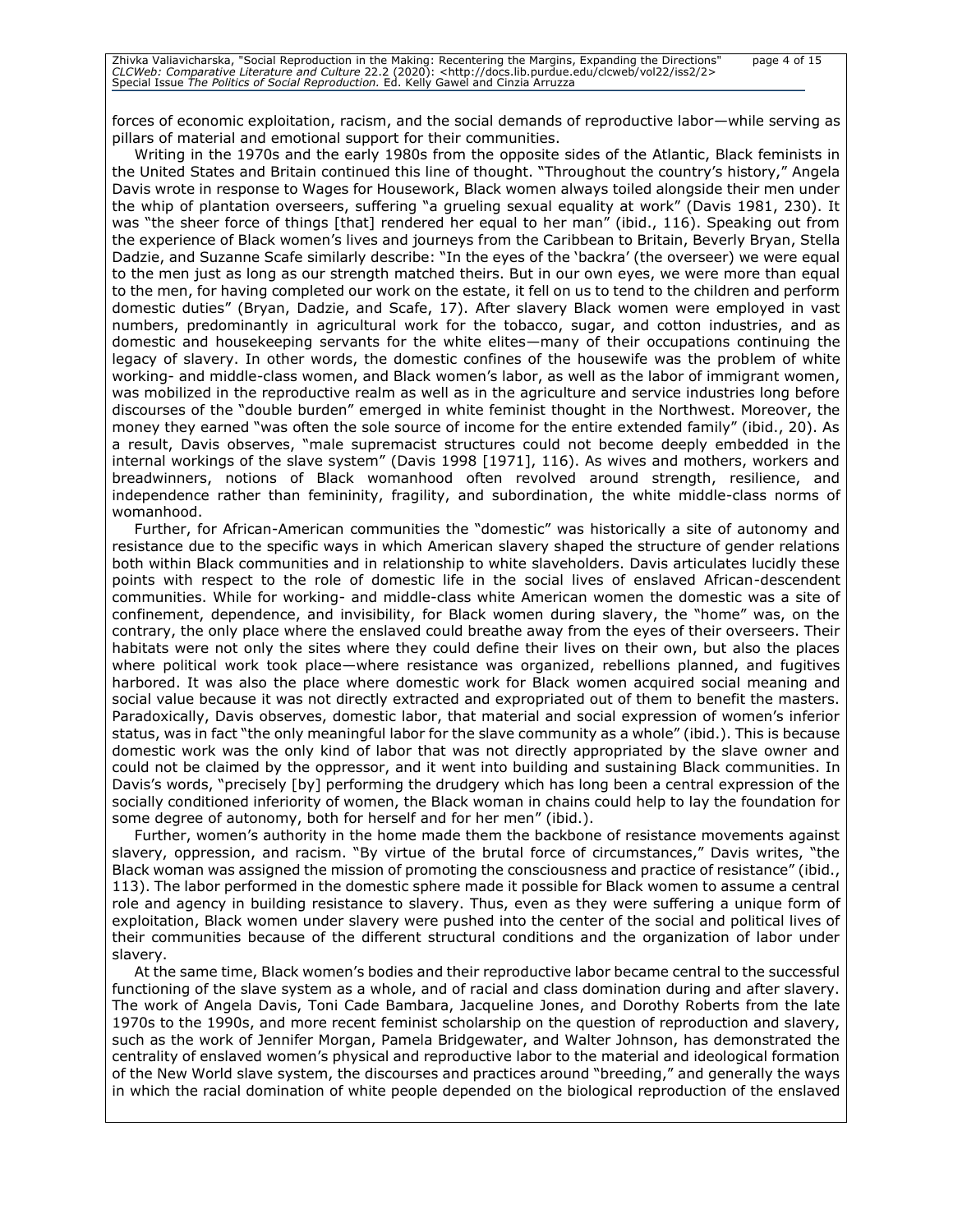forces of economic exploitation, racism, and the social demands of reproductive labor—while serving as pillars of material and emotional support for their communities.

Writing in the 1970s and the early 1980s from the opposite sides of the Atlantic, Black feminists in the United States and Britain continued this line of thought. "Throughout the country's history," Angela Davis wrote in response to Wages for Housework, Black women always toiled alongside their men under the whip of plantation overseers, suffering "a grueling sexual equality at work" (Davis 1981, 230). It was "the sheer force of things [that] rendered her equal to her man" (ibid., 116). Speaking out from the experience of Black women's lives and journeys from the Caribbean to Britain, Beverly Bryan, Stella Dadzie, and Suzanne Scafe similarly describe: "In the eyes of the 'backra' (the overseer) we were equal to the men just as long as our strength matched theirs. But in our own eyes, we were more than equal to the men, for having completed our work on the estate, it fell on us to tend to the children and perform domestic duties" (Bryan, Dadzie, and Scafe, 17). After slavery Black women were employed in vast numbers, predominantly in agricultural work for the tobacco, sugar, and cotton industries, and as domestic and housekeeping servants for the white elites—many of their occupations continuing the legacy of slavery. In other words, the domestic confines of the housewife was the problem of white working- and middle-class women, and Black women's labor, as well as the labor of immigrant women, was mobilized in the reproductive realm as well as in the agriculture and service industries long before discourses of the "double burden" emerged in white feminist thought in the Northwest. Moreover, the money they earned "was often the sole source of income for the entire extended family" (ibid., 20). As a result, Davis observes, "male supremacist structures could not become deeply embedded in the internal workings of the slave system" (Davis 1998 [1971], 116). As wives and mothers, workers and breadwinners, notions of Black womanhood often revolved around strength, resilience, and independence rather than femininity, fragility, and subordination, the white middle-class norms of womanhood.

Further, for African-American communities the "domestic" was historically a site of autonomy and resistance due to the specific ways in which American slavery shaped the structure of gender relations both within Black communities and in relationship to white slaveholders. Davis articulates lucidly these points with respect to the role of domestic life in the social lives of enslaved African-descendent communities. While for working- and middle-class white American women the domestic was a site of confinement, dependence, and invisibility, for Black women during slavery, the "home" was, on the contrary, the only place where the enslaved could breathe away from the eyes of their overseers. Their habitats were not only the sites where they could define their lives on their own, but also the places where political work took place—where resistance was organized, rebellions planned, and fugitives harbored. It was also the place where domestic work for Black women acquired social meaning and social value because it was not directly extracted and expropriated out of them to benefit the masters. Paradoxically, Davis observes, domestic labor, that material and social expression of women's inferior status, was in fact "the only meaningful labor for the slave community as a whole" (ibid.). This is because domestic work was the only kind of labor that was not directly appropriated by the slave owner and could not be claimed by the oppressor, and it went into building and sustaining Black communities. In Davis's words, "precisely [by] performing the drudgery which has long been a central expression of the socially conditioned inferiority of women, the Black woman in chains could help to lay the foundation for some degree of autonomy, both for herself and for her men" (ibid.).

Further, women's authority in the home made them the backbone of resistance movements against slavery, oppression, and racism. "By virtue of the brutal force of circumstances," Davis writes, "the Black woman was assigned the mission of promoting the consciousness and practice of resistance" (ibid., 113). The labor performed in the domestic sphere made it possible for Black women to assume a central role and agency in building resistance to slavery. Thus, even as they were suffering a unique form of exploitation, Black women under slavery were pushed into the center of the social and political lives of their communities because of the different structural conditions and the organization of labor under slavery.

At the same time, Black women's bodies and their reproductive labor became central to the successful functioning of the slave system as a whole, and of racial and class domination during and after slavery. The work of Angela Davis, Toni Cade Bambara, Jacqueline Jones, and Dorothy Roberts from the late 1970s to the 1990s, and more recent feminist scholarship on the question of reproduction and slavery, such as the work of Jennifer Morgan, Pamela Bridgewater, and Walter Johnson, has demonstrated the centrality of enslaved women's physical and reproductive labor to the material and ideological formation of the New World slave system, the discourses and practices around "breeding," and generally the ways in which the racial domination of white people depended on the biological reproduction of the enslaved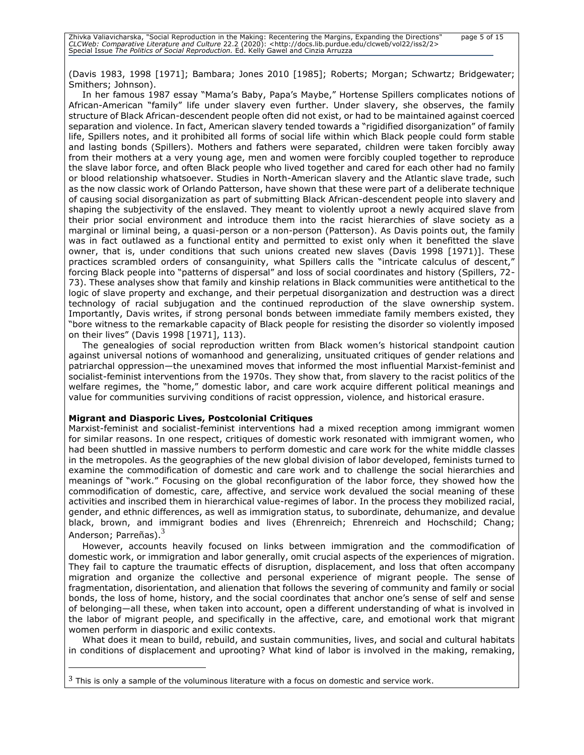(Davis 1983, 1998 [1971]; Bambara; Jones 2010 [1985]; Roberts; Morgan; Schwartz; Bridgewater; Smithers; Johnson).

In her famous 1987 essay "Mama's Baby, Papa's Maybe," Hortense Spillers complicates notions of African-American "family" life under slavery even further. Under slavery, she observes, the family structure of Black African-descendent people often did not exist, or had to be maintained against coerced separation and violence. In fact, American slavery tended towards a "rigidified disorganization" of family life, Spillers notes, and it prohibited all forms of social life within which Black people could form stable and lasting bonds (Spillers). Mothers and fathers were separated, children were taken forcibly away from their mothers at a very young age, men and women were forcibly coupled together to reproduce the slave labor force, and often Black people who lived together and cared for each other had no family or blood relationship whatsoever. Studies in North-American slavery and the Atlantic slave trade, such as the now classic work of Orlando Patterson, have shown that these were part of a deliberate technique of causing social disorganization as part of submitting Black African-descendent people into slavery and shaping the subjectivity of the enslaved. They meant to violently uproot a newly acquired slave from their prior social environment and introduce them into the racist hierarchies of slave society as a marginal or liminal being, a quasi-person or a non-person (Patterson). As Davis points out, the family was in fact outlawed as a functional entity and permitted to exist only when it benefitted the slave owner, that is, under conditions that such unions created new slaves (Davis 1998 [1971)]. These practices scrambled orders of consanguinity, what Spillers calls the "intricate calculus of descent," forcing Black people into "patterns of dispersal" and loss of social coordinates and history (Spillers, 72-73). These analyses show that family and kinship relations in Black communities were antithetical to the logic of slave property and exchange, and their perpetual disorganization and destruction was a direct technology of racial subjugation and the continued reproduction of the slave ownership system. Importantly, Davis writes, if strong personal bonds between immediate family members existed, they "bore witness to the remarkable capacity of Black people for resisting the disorder so violently imposed on their lives" (Davis 1998 [1971], 113).

The genealogies of social reproduction written from Black women's historical standpoint caution against universal notions of womanhood and generalizing, unsituated critiques of gender relations and patriarchal oppression—the unexamined moves that informed the most influential Marxist-feminist and socialist-feminist interventions from the 1970s. They show that, from slavery to the racist politics of the welfare regimes, the "home," domestic labor, and care work acquire different political meanings and value for communities surviving conditions of racist oppression, violence, and historical erasure.

**Migrant and Diasporic Lives, Postcolonial Critiques**

Marxist-feminist and socialist-feminist interventions had a mixed reception among immigrant women for similar reasons. In one respect, critiques of domestic work resonated with immigrant women, who had been shuttled in massive numbers to perform domestic and care work for the white middle classes in the metropoles. As the geographies of the new global division of labor developed, feminists turned to examine the commodification of domestic and care work and to challenge the social hierarchies and meanings of "work." Focusing on the global reconfiguration of the labor force, they showed how the commodification of domestic, care, affective, and service work devalued the social meaning of these activities and inscribed them in hierarchical value-regimes of labor. In the process they mobilized racial, gender, and ethnic differences, as well as immigration status, to subordinate, dehumanize, and devalue black, brown, and immigrant bodies and lives (Ehrenreich; Ehrenreich and Hochschild; Chang; Anderson; Parreñas).[3]

However, accounts heavily focused on links between immigration and the commodification of domestic work, or immigration and labor generally, omit crucial aspects of the experiences of migration. They fail to capture the traumatic effects of disruption, displacement, and loss that often accompany migration and organize the collective and personal experience of migrant people. The sense of fragmentation, disorientation, and alienation that follows the severing of community and family or social bonds, the loss of home, history, and the social coordinates that anchor one's sense of self and sense of belonging—all these, when taken into account, open a different understanding of what is involved in the labor of migrant people, and specifically in the affective, care, and emotional work that migrant women perform in diasporic and exilic contexts.

What does it mean to build, rebuild, and sustain communities, lives, and social and cultural habitats in conditions of displacement and uprooting? What kind of labor is involved in the making, remaking,

[3] This is only a sample of the voluminous literature with a focus on domestic and service work.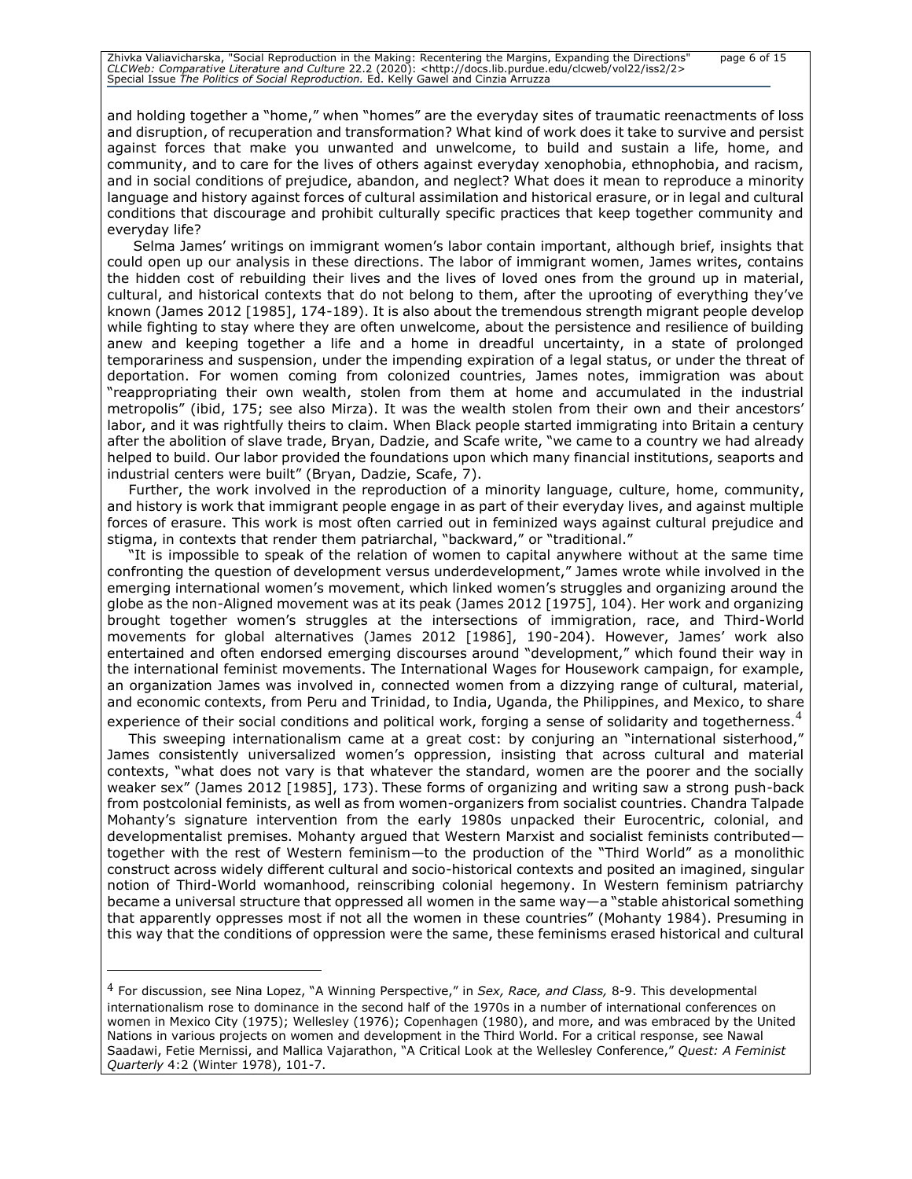and holding together a "home," when "homes" are the everyday sites of traumatic reenactments of loss and disruption, of recuperation and transformation? What kind of work does it take to survive and persist against forces that make you unwanted and unwelcome, to build and sustain a life, home, and community, and to care for the lives of others against everyday xenophobia, ethnophobia, and racism, and in social conditions of prejudice, abandon, and neglect? What does it mean to reproduce a minority language and history against forces of cultural assimilation and historical erasure, or in legal and cultural conditions that discourage and prohibit culturally specific practices that keep together community and everyday life?

Selma James' writings on immigrant women's labor contain important, although brief, insights that could open up our analysis in these directions. The labor of immigrant women, James writes, contains the hidden cost of rebuilding their lives and the lives of loved ones from the ground up in material, cultural, and historical contexts that do not belong to them, after the uprooting of everything they've known (James 2012 [1985], 174-189). It is also about the tremendous strength migrant people develop while fighting to stay where they are often unwelcome, about the persistence and resilience of building anew and keeping together a life and a home in dreadful uncertainty, in a state of prolonged temporariness and suspension, under the impending expiration of a legal status, or under the threat of deportation. For women coming from colonized countries, James notes, immigration was about "reappropriating their own wealth, stolen from them at home and accumulated in the industrial metropolis" (ibid, 175; see also Mirza). It was the wealth stolen from their own and their ancestors' labor, and it was rightfully theirs to claim. When Black people started immigrating into Britain a century after the abolition of slave trade, Bryan, Dadzie, and Scafe write, "we came to a country we had already helped to build. Our labor provided the foundations upon which many financial institutions, seaports and industrial centers were built" (Bryan, Dadzie, Scafe, 7).

Further, the work involved in the reproduction of a minority language, culture, home, community, and history is work that immigrant people engage in as part of their everyday lives, and against multiple forces of erasure. This work is most often carried out in feminized ways against cultural prejudice and stigma, in contexts that render them patriarchal, "backward," or "traditional."

"It is impossible to speak of the relation of women to capital anywhere without at the same time confronting the question of development versus underdevelopment," James wrote while involved in the emerging international women's movement, which linked women's struggles and organizing around the globe as the non-Aligned movement was at its peak (James 2012 [1975], 104). Her work and organizing brought together women's struggles at the intersections of immigration, race, and Third-World movements for global alternatives (James 2012 [1986], 190-204). However, James' work also entertained and often endorsed emerging discourses around "development," which found their way in the international feminist movements. The International Wages for Housework campaign, for example, an organization James was involved in, connected women from a dizzying range of cultural, material, and economic contexts, from Peru and Trinidad, to India, Uganda, the Philippines, and Mexico, to share experience of their social conditions and political work, forging a sense of solidarity and togetherness.[4]

This sweeping internationalism came at a great cost: by conjuring an "international sisterhood," James consistently universalized women's oppression, insisting that across cultural and material contexts, "what does not vary is that whatever the standard, women are the poorer and the socially weaker sex" (James 2012 [1985], 173). These forms of organizing and writing saw a strong push-back from postcolonial feminists, as well as from women-organizers from socialist countries. Chandra Talpade Mohanty's signature intervention from the early 1980s unpacked their Eurocentric, colonial, and developmentalist premises. Mohanty argued that Western Marxist and socialist feminists contributed—together with the rest of Western feminism—to the production of the "Third World" as a monolithic construct across widely different cultural and socio-historical contexts and posited an imagined, singular notion of Third-World womanhood, reinscribing colonial hegemony. In Western feminism patriarchy became a universal structure that oppressed all women in the same way—a "stable ahistorical something that apparently oppresses most if not all the women in these countries" (Mohanty 1984). Presuming in this way that the conditions of oppression were the same, these feminisms erased historical and cultural

---

[4] For discussion, see Nina Lopez, "A Winning Perspective," in *Sex, Race, and Class,* 8-9. This developmental internationalism rose to dominance in the second half of the 1970s in a number of international conferences on women in Mexico City (1975); Wellesley (1976); Copenhagen (1980), and more, and was embraced by the United Nations in various projects on women and development in the Third World. For a critical response, see Nawal Saadawi, Fetie Mernissi, and Mallica Vajarathon, "A Critical Look at the Wellesley Conference," *Quest: A Feminist Quarterly* 4:2 (Winter 1978), 101-7.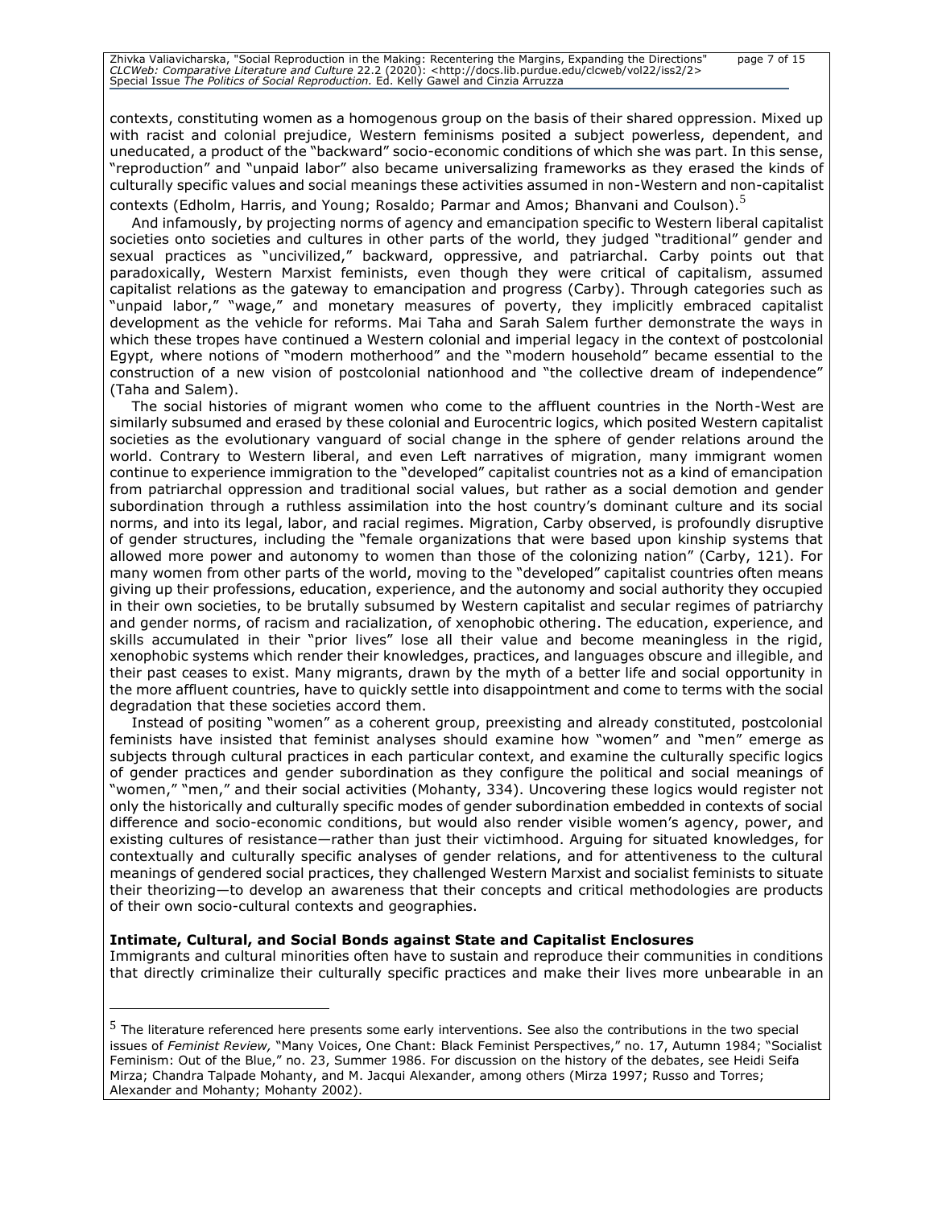contexts, constituting women as a homogenous group on the basis of their shared oppression. Mixed up with racist and colonial prejudice, Western feminisms posited a subject powerless, dependent, and uneducated, a product of the "backward" socio-economic conditions of which she was part. In this sense, "reproduction" and "unpaid labor" also became universalizing frameworks as they erased the kinds of culturally specific values and social meanings these activities assumed in non-Western and non-capitalist contexts (Edholm, Harris, and Young; Rosaldo; Parmar and Amos; Bhanvani and Coulson).[5]

And infamously, by projecting norms of agency and emancipation specific to Western liberal capitalist societies onto societies and cultures in other parts of the world, they judged "traditional" gender and sexual practices as "uncivilized," backward, oppressive, and patriarchal. Carby points out that paradoxically, Western Marxist feminists, even though they were critical of capitalism, assumed capitalist relations as the gateway to emancipation and progress (Carby). Through categories such as "unpaid labor," "wage," and monetary measures of poverty, they implicitly embraced capitalist development as the vehicle for reforms. Mai Taha and Sarah Salem further demonstrate the ways in which these tropes have continued a Western colonial and imperial legacy in the context of postcolonial Egypt, where notions of "modern motherhood" and the "modern household" became essential to the construction of a new vision of postcolonial nationhood and "the collective dream of independence" (Taha and Salem).

The social histories of migrant women who come to the affluent countries in the North-West are similarly subsumed and erased by these colonial and Eurocentric logics, which posited Western capitalist societies as the evolutionary vanguard of social change in the sphere of gender relations around the world. Contrary to Western liberal, and even Left narratives of migration, many immigrant women continue to experience immigration to the "developed" capitalist countries not as a kind of emancipation from patriarchal oppression and traditional social values, but rather as a social demotion and gender subordination through a ruthless assimilation into the host country's dominant culture and its social norms, and into its legal, labor, and racial regimes. Migration, Carby observed, is profoundly disruptive of gender structures, including the "female organizations that were based upon kinship systems that allowed more power and autonomy to women than those of the colonizing nation" (Carby, 121). For many women from other parts of the world, moving to the "developed" capitalist countries often means giving up their professions, education, experience, and the autonomy and social authority they occupied in their own societies, to be brutally subsumed by Western capitalist and secular regimes of patriarchy and gender norms, of racism and racialization, of xenophobic othering. The education, experience, and skills accumulated in their "prior lives" lose all their value and become meaningless in the rigid, xenophobic systems which render their knowledges, practices, and languages obscure and illegible, and their past ceases to exist. Many migrants, drawn by the myth of a better life and social opportunity in the more affluent countries, have to quickly settle into disappointment and come to terms with the social degradation that these societies accord them.

Instead of positing "women" as a coherent group, preexisting and already constituted, postcolonial feminists have insisted that feminist analyses should examine how "women" and "men" emerge as subjects through cultural practices in each particular context, and examine the culturally specific logics of gender practices and gender subordination as they configure the political and social meanings of "women," "men," and their social activities (Mohanty, 334). Uncovering these logics would register not only the historically and culturally specific modes of gender subordination embedded in contexts of social difference and socio-economic conditions, but would also render visible women's agency, power, and existing cultures of resistance—rather than just their victimhood. Arguing for situated knowledges, for contextually and culturally specific analyses of gender relations, and for attentiveness to the cultural meanings of gendered social practices, they challenged Western Marxist and socialist feminists to situate their theorizing—to develop an awareness that their concepts and critical methodologies are products of their own socio-cultural contexts and geographies.

**Intimate, Cultural, and Social Bonds against State and Capitalist Enclosures**

Immigrants and cultural minorities often have to sustain and reproduce their communities in conditions that directly criminalize their culturally specific practices and make their lives more unbearable in an

---

[5] The literature referenced here presents some early interventions. See also the contributions in the two special issues of *Feminist Review,* "Many Voices, One Chant: Black Feminist Perspectives," no. 17, Autumn 1984; "Socialist Feminism: Out of the Blue," no. 23, Summer 1986. For discussion on the history of the debates, see Heidi Seifa Mirza; Chandra Talpade Mohanty, and M. Jacqui Alexander, among others (Mirza 1997; Russo and Torres; Alexander and Mohanty; Mohanty 2002).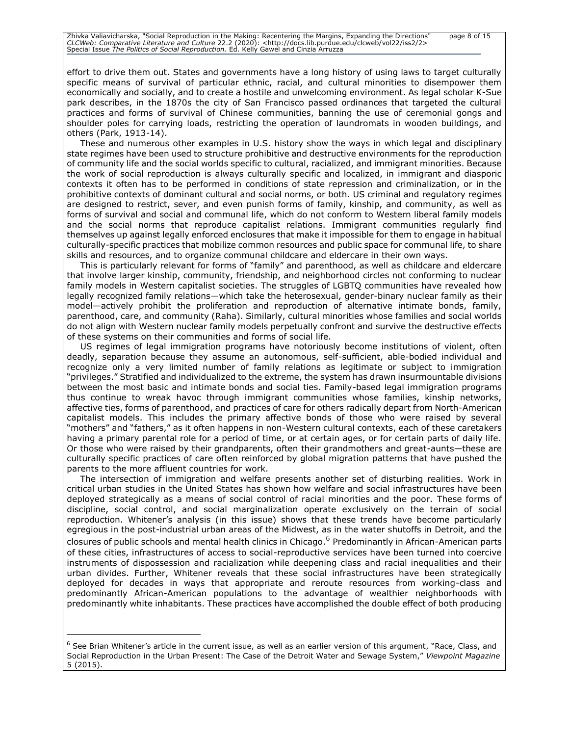effort to drive them out. States and governments have a long history of using laws to target culturally specific means of survival of particular ethnic, racial, and cultural minorities to disempower them economically and socially, and to create a hostile and unwelcoming environment. As legal scholar K-Sue park describes, in the 1870s the city of San Francisco passed ordinances that targeted the cultural practices and forms of survival of Chinese communities, banning the use of ceremonial gongs and shoulder poles for carrying loads, restricting the operation of laundromats in wooden buildings, and others (Park, 1913-14).

These and numerous other examples in U.S. history show the ways in which legal and disciplinary state regimes have been used to structure prohibitive and destructive environments for the reproduction of community life and the social worlds specific to cultural, racialized, and immigrant minorities. Because the work of social reproduction is always culturally specific and localized, in immigrant and diasporic contexts it often has to be performed in conditions of state repression and criminalization, or in the prohibitive contexts of dominant cultural and social norms, or both. US criminal and regulatory regimes are designed to restrict, sever, and even punish forms of family, kinship, and community, as well as forms of survival and social and communal life, which do not conform to Western liberal family models and the social norms that reproduce capitalist relations. Immigrant communities regularly find themselves up against legally enforced enclosures that make it impossible for them to engage in habitual culturally-specific practices that mobilize common resources and public space for communal life, to share skills and resources, and to organize communal childcare and eldercare in their own ways.

This is particularly relevant for forms of "family" and parenthood, as well as childcare and eldercare that involve larger kinship, community, friendship, and neighborhood circles not conforming to nuclear family models in Western capitalist societies. The struggles of LGBTQ communities have revealed how legally recognized family relations—which take the heterosexual, gender-binary nuclear family as their model—actively prohibit the proliferation and reproduction of alternative intimate bonds, family, parenthood, care, and community (Raha). Similarly, cultural minorities whose families and social worlds do not align with Western nuclear family models perpetually confront and survive the destructive effects of these systems on their communities and forms of social life.

US regimes of legal immigration programs have notoriously become institutions of violent, often deadly, separation because they assume an autonomous, self-sufficient, able-bodied individual and recognize only a very limited number of family relations as legitimate or subject to immigration "privileges." Stratified and individualized to the extreme, the system has drawn insurmountable divisions between the most basic and intimate bonds and social ties. Family-based legal immigration programs thus continue to wreak havoc through immigrant communities whose families, kinship networks, affective ties, forms of parenthood, and practices of care for others radically depart from North-American capitalist models. This includes the primary affective bonds of those who were raised by several "mothers" and "fathers," as it often happens in non-Western cultural contexts, each of these caretakers having a primary parental role for a period of time, or at certain ages, or for certain parts of daily life. Or those who were raised by their grandparents, often their grandmothers and great-aunts—these are culturally specific practices of care often reinforced by global migration patterns that have pushed the parents to the more affluent countries for work.

The intersection of immigration and welfare presents another set of disturbing realities. Work in critical urban studies in the United States has shown how welfare and social infrastructures have been deployed strategically as a means of social control of racial minorities and the poor. These forms of discipline, social control, and social marginalization operate exclusively on the terrain of social reproduction. Whitener's analysis (in this issue) shows that these trends have become particularly egregious in the post-industrial urban areas of the Midwest, as in the water shutoffs in Detroit, and the closures of public schools and mental health clinics in Chicago.[6] Predominantly in African-American parts of these cities, infrastructures of access to social-reproductive services have been turned into coercive instruments of dispossession and racialization while deepening class and racial inequalities and their urban divides. Further, Whitener reveals that these social infrastructures have been strategically deployed for decades in ways that appropriate and reroute resources from working-class and predominantly African-American populations to the advantage of wealthier neighborhoods with predominantly white inhabitants. These practices have accomplished the double effect of both producing

[6] See Brian Whitener's article in the current issue, as well as an earlier version of this argument, "Race, Class, and Social Reproduction in the Urban Present: The Case of the Detroit Water and Sewage System," *Viewpoint Magazine* 5 (2015).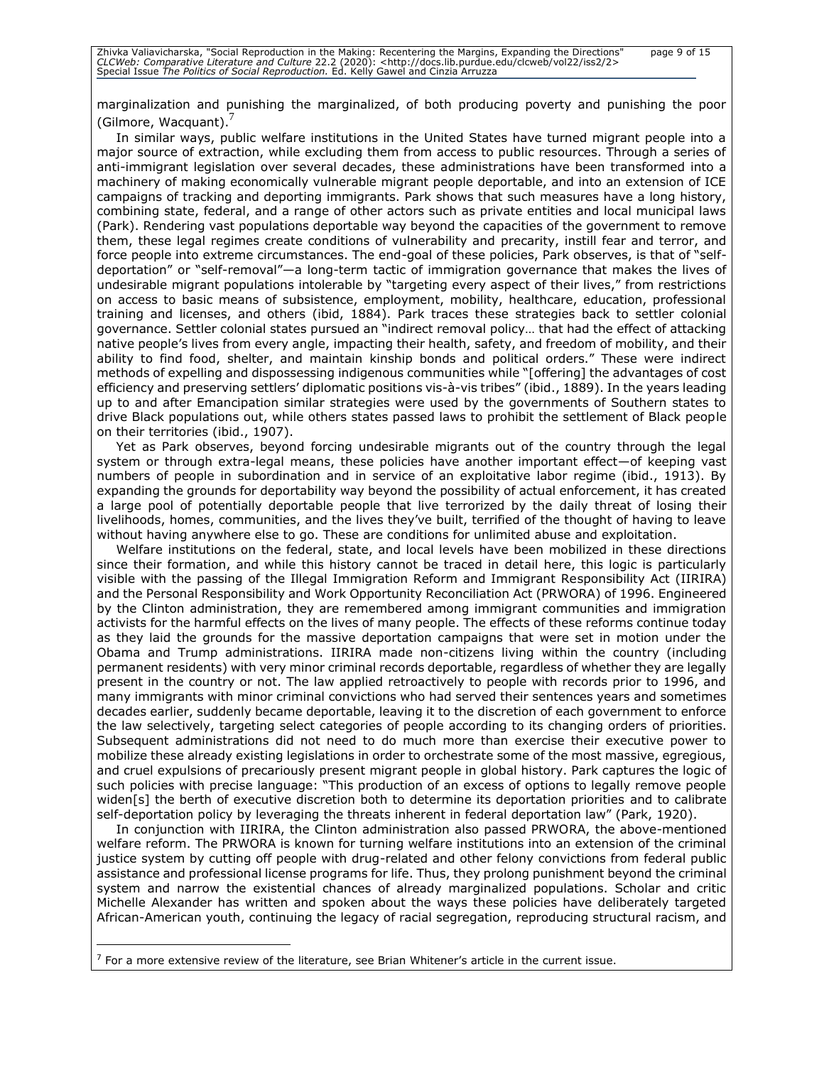marginalization and punishing the marginalized, of both producing poverty and punishing the poor (Gilmore, Wacquant).[7]

In similar ways, public welfare institutions in the United States have turned migrant people into a major source of extraction, while excluding them from access to public resources. Through a series of anti-immigrant legislation over several decades, these administrations have been transformed into a machinery of making economically vulnerable migrant people deportable, and into an extension of ICE campaigns of tracking and deporting immigrants. Park shows that such measures have a long history, combining state, federal, and a range of other actors such as private entities and local municipal laws (Park). Rendering vast populations deportable way beyond the capacities of the government to remove them, these legal regimes create conditions of vulnerability and precarity, instill fear and terror, and force people into extreme circumstances. The end-goal of these policies, Park observes, is that of "self-deportation" or "self-removal"—a long-term tactic of immigration governance that makes the lives of undesirable migrant populations intolerable by "targeting every aspect of their lives," from restrictions on access to basic means of subsistence, employment, mobility, healthcare, education, professional training and licenses, and others (ibid, 1884). Park traces these strategies back to settler colonial governance. Settler colonial states pursued an "indirect removal policy… that had the effect of attacking native people's lives from every angle, impacting their health, safety, and freedom of mobility, and their ability to find food, shelter, and maintain kinship bonds and political orders." These were indirect methods of expelling and dispossessing indigenous communities while "[offering] the advantages of cost efficiency and preserving settlers' diplomatic positions vis-à-vis tribes" (ibid., 1889). In the years leading up to and after Emancipation similar strategies were used by the governments of Southern states to drive Black populations out, while others states passed laws to prohibit the settlement of Black people on their territories (ibid., 1907).

Yet as Park observes, beyond forcing undesirable migrants out of the country through the legal system or through extra-legal means, these policies have another important effect—of keeping vast numbers of people in subordination and in service of an exploitative labor regime (ibid., 1913). By expanding the grounds for deportability way beyond the possibility of actual enforcement, it has created a large pool of potentially deportable people that live terrorized by the daily threat of losing their livelihoods, homes, communities, and the lives they've built, terrified of the thought of having to leave without having anywhere else to go. These are conditions for unlimited abuse and exploitation.

Welfare institutions on the federal, state, and local levels have been mobilized in these directions since their formation, and while this history cannot be traced in detail here, this logic is particularly visible with the passing of the Illegal Immigration Reform and Immigrant Responsibility Act (IIRIRA) and the Personal Responsibility and Work Opportunity Reconciliation Act (PRWORA) of 1996. Engineered by the Clinton administration, they are remembered among immigrant communities and immigration activists for the harmful effects on the lives of many people. The effects of these reforms continue today as they laid the grounds for the massive deportation campaigns that were set in motion under the Obama and Trump administrations. IIRIRA made non-citizens living within the country (including permanent residents) with very minor criminal records deportable, regardless of whether they are legally present in the country or not. The law applied retroactively to people with records prior to 1996, and many immigrants with minor criminal convictions who had served their sentences years and sometimes decades earlier, suddenly became deportable, leaving it to the discretion of each government to enforce the law selectively, targeting select categories of people according to its changing orders of priorities. Subsequent administrations did not need to do much more than exercise their executive power to mobilize these already existing legislations in order to orchestrate some of the most massive, egregious, and cruel expulsions of precariously present migrant people in global history. Park captures the logic of such policies with precise language: "This production of an excess of options to legally remove people widen[s] the berth of executive discretion both to determine its deportation priorities and to calibrate self-deportation policy by leveraging the threats inherent in federal deportation law" (Park, 1920).

In conjunction with IIRIRA, the Clinton administration also passed PRWORA, the above-mentioned welfare reform. The PRWORA is known for turning welfare institutions into an extension of the criminal justice system by cutting off people with drug-related and other felony convictions from federal public assistance and professional license programs for life. Thus, they prolong punishment beyond the criminal system and narrow the existential chances of already marginalized populations. Scholar and critic Michelle Alexander has written and spoken about the ways these policies have deliberately targeted African-American youth, continuing the legacy of racial segregation, reproducing structural racism, and

[7] For a more extensive review of the literature, see Brian Whitener's article in the current issue.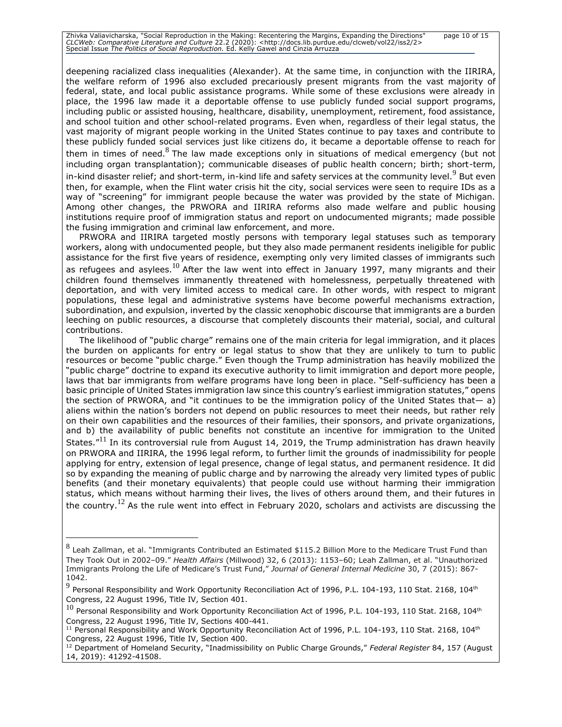deepening racialized class inequalities (Alexander). At the same time, in conjunction with the IIRIRA, the welfare reform of 1996 also excluded precariously present migrants from the vast majority of federal, state, and local public assistance programs. While some of these exclusions were already in place, the 1996 law made it a deportable offense to use publicly funded social support programs, including public or assisted housing, healthcare, disability, unemployment, retirement, food assistance, and school tuition and other school-related programs. Even when, regardless of their legal status, the vast majority of migrant people working in the United States continue to pay taxes and contribute to these publicly funded social services just like citizens do, it became a deportable offense to reach for them in times of need.[8] The law made exceptions only in situations of medical emergency (but not including organ transplantation); communicable diseases of public health concern; birth; short-term, in-kind disaster relief; and short-term, in-kind life and safety services at the community level.[9] But even then, for example, when the Flint water crisis hit the city, social services were seen to require IDs as a way of "screening" for immigrant people because the water was provided by the state of Michigan. Among other changes, the PRWORA and IIRIRA reforms also made welfare and public housing institutions require proof of immigration status and report on undocumented migrants; made possible the fusing immigration and criminal law enforcement, and more.

PRWORA and IIRIRA targeted mostly persons with temporary legal statuses such as temporary workers, along with undocumented people, but they also made permanent residents ineligible for public assistance for the first five years of residence, exempting only very limited classes of immigrants such as refugees and asylees.[10] After the law went into effect in January 1997, many migrants and their children found themselves immanently threatened with homelessness, perpetually threatened with deportation, and with very limited access to medical care. In other words, with respect to migrant populations, these legal and administrative systems have become powerful mechanisms extraction, subordination, and expulsion, inverted by the classic xenophobic discourse that immigrants are a burden leeching on public resources, a discourse that completely discounts their material, social, and cultural contributions.

The likelihood of "public charge" remains one of the main criteria for legal immigration, and it places the burden on applicants for entry or legal status to show that they are unlikely to turn to public resources or become "public charge." Even though the Trump administration has heavily mobilized the "public charge" doctrine to expand its executive authority to limit immigration and deport more people, laws that bar immigrants from welfare programs have long been in place. "Self-sufficiency has been a basic principle of United States immigration law since this country's earliest immigration statutes," opens the section of PRWORA, and "it continues to be the immigration policy of the United States that— a) aliens within the nation's borders not depend on public resources to meet their needs, but rather rely on their own capabilities and the resources of their families, their sponsors, and private organizations, and b) the availability of public benefits not constitute an incentive for immigration to the United States."[11] In its controversial rule from August 14, 2019, the Trump administration has drawn heavily on PRWORA and IIRIRA, the 1996 legal reform, to further limit the grounds of inadmissibility for people applying for entry, extension of legal presence, change of legal status, and permanent residence. It did so by expanding the meaning of public charge and by narrowing the already very limited types of public benefits (and their monetary equivalents) that people could use without harming their immigration status, which means without harming their lives, the lives of others around them, and their futures in the country.[12] As the rule went into effect in February 2020, scholars and activists are discussing the

---

[8] Leah Zallman, et al. "Immigrants Contributed an Estimated $115.2 Billion More to the Medicare Trust Fund than They Took Out in 2002–09." *Health Affairs* (Millwood) 32, 6 (2013): 1153–60; Leah Zallman, et al. "Unauthorized Immigrants Prolong the Life of Medicare's Trust Fund," *Journal of General Internal Medicine* 30, 7 (2015): 867-1042.

[9] Personal Responsibility and Work Opportunity Reconciliation Act of 1996, P.L. 104-193, 110 Stat. 2168, 104th Congress, 22 August 1996, Title IV, Section 401.

[10] Personal Responsibility and Work Opportunity Reconciliation Act of 1996, P.L. 104-193, 110 Stat. 2168, 104th Congress, 22 August 1996, Title IV, Sections 400-441.

[11] Personal Responsibility and Work Opportunity Reconciliation Act of 1996, P.L. 104-193, 110 Stat. 2168, 104th Congress, 22 August 1996, Title IV, Section 400.

[12] Department of Homeland Security, "Inadmissibility on Public Charge Grounds," *Federal Register* 84, 157 (August 14, 2019): 41292-41508.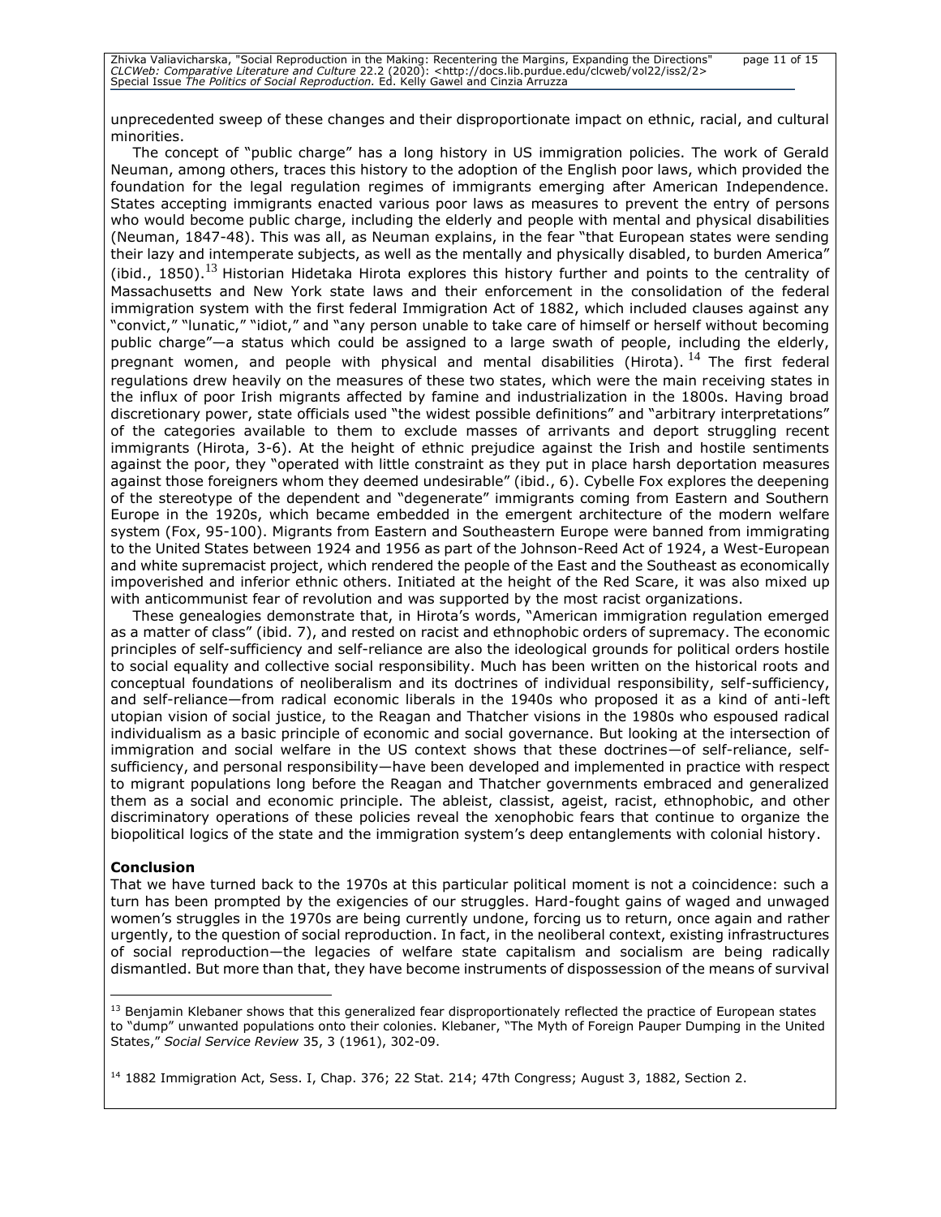unprecedented sweep of these changes and their disproportionate impact on ethnic, racial, and cultural minorities.

The concept of "public charge" has a long history in US immigration policies. The work of Gerald Neuman, among others, traces this history to the adoption of the English poor laws, which provided the foundation for the legal regulation regimes of immigrants emerging after American Independence. States accepting immigrants enacted various poor laws as measures to prevent the entry of persons who would become public charge, including the elderly and people with mental and physical disabilities (Neuman, 1847-48). This was all, as Neuman explains, in the fear "that European states were sending their lazy and intemperate subjects, as well as the mentally and physically disabled, to burden America" (ibid., 1850).[13] Historian Hidetaka Hirota explores this history further and points to the centrality of Massachusetts and New York state laws and their enforcement in the consolidation of the federal immigration system with the first federal Immigration Act of 1882, which included clauses against any "convict," "lunatic," "idiot," and "any person unable to take care of himself or herself without becoming public charge"—a status which could be assigned to a large swath of people, including the elderly, pregnant women, and people with physical and mental disabilities (Hirota).[14] The first federal regulations drew heavily on the measures of these two states, which were the main receiving states in the influx of poor Irish migrants affected by famine and industrialization in the 1800s. Having broad discretionary power, state officials used "the widest possible definitions" and "arbitrary interpretations" of the categories available to them to exclude masses of arrivants and deport struggling recent immigrants (Hirota, 3-6). At the height of ethnic prejudice against the Irish and hostile sentiments against the poor, they "operated with little constraint as they put in place harsh deportation measures against those foreigners whom they deemed undesirable" (ibid., 6). Cybelle Fox explores the deepening of the stereotype of the dependent and "degenerate" immigrants coming from Eastern and Southern Europe in the 1920s, which became embedded in the emergent architecture of the modern welfare system (Fox, 95-100). Migrants from Eastern and Southeastern Europe were banned from immigrating to the United States between 1924 and 1956 as part of the Johnson-Reed Act of 1924, a West-European and white supremacist project, which rendered the people of the East and the Southeast as economically impoverished and inferior ethnic others. Initiated at the height of the Red Scare, it was also mixed up with anticommunist fear of revolution and was supported by the most racist organizations.

These genealogies demonstrate that, in Hirota's words, "American immigration regulation emerged as a matter of class" (ibid. 7), and rested on racist and ethnophobic orders of supremacy. The economic principles of self-sufficiency and self-reliance are also the ideological grounds for political orders hostile to social equality and collective social responsibility. Much has been written on the historical roots and conceptual foundations of neoliberalism and its doctrines of individual responsibility, self-sufficiency, and self-reliance—from radical economic liberals in the 1940s who proposed it as a kind of anti-left utopian vision of social justice, to the Reagan and Thatcher visions in the 1980s who espoused radical individualism as a basic principle of economic and social governance. But looking at the intersection of immigration and social welfare in the US context shows that these doctrines—of self-reliance, self-sufficiency, and personal responsibility—have been developed and implemented in practice with respect to migrant populations long before the Reagan and Thatcher governments embraced and generalized them as a social and economic principle. The ableist, classist, ageist, racist, ethnophobic, and other discriminatory operations of these policies reveal the xenophobic fears that continue to organize the biopolitical logics of the state and the immigration system's deep entanglements with colonial history.

**Conclusion**

That we have turned back to the 1970s at this particular political moment is not a coincidence: such a turn has been prompted by the exigencies of our struggles. Hard-fought gains of waged and unwaged women's struggles in the 1970s are being currently undone, forcing us to return, once again and rather urgently, to the question of social reproduction. In fact, in the neoliberal context, existing infrastructures of social reproduction—the legacies of welfare state capitalism and socialism are being radically dismantled. But more than that, they have become instruments of dispossession of the means of survival

[13] Benjamin Klebaner shows that this generalized fear disproportionately reflected the practice of European states to "dump" unwanted populations onto their colonies. Klebaner, "The Myth of Foreign Pauper Dumping in the United States," *Social Service Review* 35, 3 (1961), 302-09.

[14] 1882 Immigration Act, Sess. I, Chap. 376; 22 Stat. 214; 47th Congress; August 3, 1882, Section 2.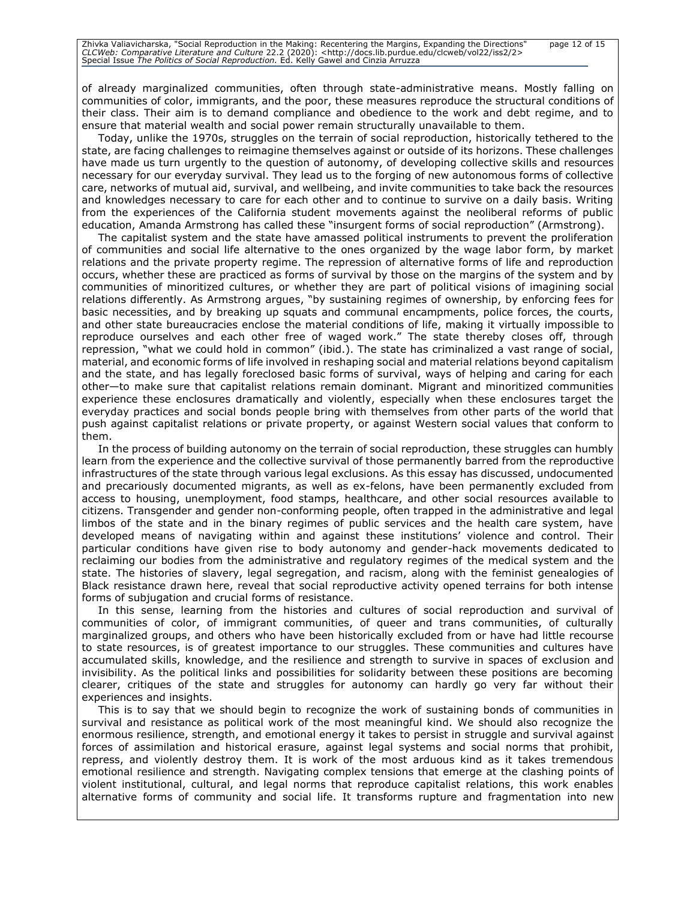of already marginalized communities, often through state-administrative means. Mostly falling on communities of color, immigrants, and the poor, these measures reproduce the structural conditions of their class. Their aim is to demand compliance and obedience to the work and debt regime, and to ensure that material wealth and social power remain structurally unavailable to them.

Today, unlike the 1970s, struggles on the terrain of social reproduction, historically tethered to the state, are facing challenges to reimagine themselves against or outside of its horizons. These challenges have made us turn urgently to the question of autonomy, of developing collective skills and resources necessary for our everyday survival. They lead us to the forging of new autonomous forms of collective care, networks of mutual aid, survival, and wellbeing, and invite communities to take back the resources and knowledges necessary to care for each other and to continue to survive on a daily basis. Writing from the experiences of the California student movements against the neoliberal reforms of public education, Amanda Armstrong has called these "insurgent forms of social reproduction" (Armstrong).

The capitalist system and the state have amassed political instruments to prevent the proliferation of communities and social life alternative to the ones organized by the wage labor form, by market relations and the private property regime. The repression of alternative forms of life and reproduction occurs, whether these are practiced as forms of survival by those on the margins of the system and by communities of minoritized cultures, or whether they are part of political visions of imagining social relations differently. As Armstrong argues, "by sustaining regimes of ownership, by enforcing fees for basic necessities, and by breaking up squats and communal encampments, police forces, the courts, and other state bureaucracies enclose the material conditions of life, making it virtually impossible to reproduce ourselves and each other free of waged work." The state thereby closes off, through repression, "what we could hold in common" (ibid.). The state has criminalized a vast range of social, material, and economic forms of life involved in reshaping social and material relations beyond capitalism and the state, and has legally foreclosed basic forms of survival, ways of helping and caring for each other—to make sure that capitalist relations remain dominant. Migrant and minoritized communities experience these enclosures dramatically and violently, especially when these enclosures target the everyday practices and social bonds people bring with themselves from other parts of the world that push against capitalist relations or private property, or against Western social values that conform to them.

In the process of building autonomy on the terrain of social reproduction, these struggles can humbly learn from the experience and the collective survival of those permanently barred from the reproductive infrastructures of the state through various legal exclusions. As this essay has discussed, undocumented and precariously documented migrants, as well as ex-felons, have been permanently excluded from access to housing, unemployment, food stamps, healthcare, and other social resources available to citizens. Transgender and gender non-conforming people, often trapped in the administrative and legal limbos of the state and in the binary regimes of public services and the health care system, have developed means of navigating within and against these institutions' violence and control. Their particular conditions have given rise to body autonomy and gender-hack movements dedicated to reclaiming our bodies from the administrative and regulatory regimes of the medical system and the state. The histories of slavery, legal segregation, and racism, along with the feminist genealogies of Black resistance drawn here, reveal that social reproductive activity opened terrains for both intense forms of subjugation and crucial forms of resistance.

In this sense, learning from the histories and cultures of social reproduction and survival of communities of color, of immigrant communities, of queer and trans communities, of culturally marginalized groups, and others who have been historically excluded from or have had little recourse to state resources, is of greatest importance to our struggles. These communities and cultures have accumulated skills, knowledge, and the resilience and strength to survive in spaces of exclusion and invisibility. As the political links and possibilities for solidarity between these positions are becoming clearer, critiques of the state and struggles for autonomy can hardly go very far without their experiences and insights.

This is to say that we should begin to recognize the work of sustaining bonds of communities in survival and resistance as political work of the most meaningful kind. We should also recognize the enormous resilience, strength, and emotional energy it takes to persist in struggle and survival against forces of assimilation and historical erasure, against legal systems and social norms that prohibit, repress, and violently destroy them. It is work of the most arduous kind as it takes tremendous emotional resilience and strength. Navigating complex tensions that emerge at the clashing points of violent institutional, cultural, and legal norms that reproduce capitalist relations, this work enables alternative forms of community and social life. It transforms rupture and fragmentation into new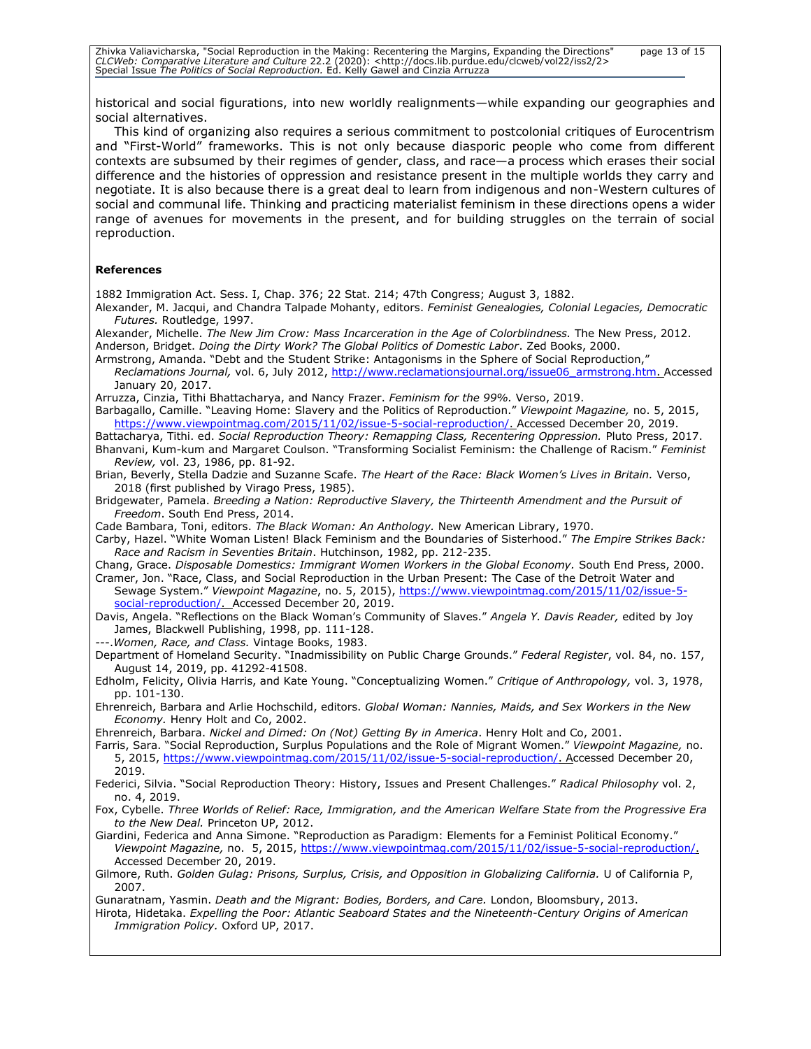historical and social figurations, into new worldly realignments—while expanding our geographies and social alternatives.

This kind of organizing also requires a serious commitment to postcolonial critiques of Eurocentrism and "First-World" frameworks. This is not only because diasporic people who come from different contexts are subsumed by their regimes of gender, class, and race—a process which erases their social difference and the histories of oppression and resistance present in the multiple worlds they carry and negotiate. It is also because there is a great deal to learn from indigenous and non-Western cultures of social and communal life. Thinking and practicing materialist feminism in these directions opens a wider range of avenues for movements in the present, and for building struggles on the terrain of social reproduction.

**References**

1882 Immigration Act. Sess. I, Chap. 376; 22 Stat. 214; 47th Congress; August 3, 1882.

Alexander, M. Jacqui, and Chandra Talpade Mohanty, editors. *Feminist Genealogies, Colonial Legacies, Democratic Futures.* Routledge, 1997.

Alexander, Michelle. *The New Jim Crow: Mass Incarceration in the Age of Colorblindness.* The New Press, 2012.

Anderson, Bridget. *Doing the Dirty Work? The Global Politics of Domestic Labor*. Zed Books, 2000.

Armstrong, Amanda. "Debt and the Student Strike: Antagonisms in the Sphere of Social Reproduction," *Reclamations Journal,* vol. 6, July 2012, http://www.reclamationsjournal.org/issue06_armstrong.htm. Accessed January 20, 2017.

Arruzza, Cinzia, Tithi Bhattacharya, and Nancy Frazer. *Feminism for the 99%.* Verso, 2019.

Barbagallo, Camille. "Leaving Home: Slavery and the Politics of Reproduction." *Viewpoint Magazine,* no. 5, 2015, https://www.viewpointmag.com/2015/11/02/issue-5-social-reproduction/. Accessed December 20, 2019.

Battacharya, Tithi. ed. *Social Reproduction Theory: Remapping Class, Recentering Oppression.* Pluto Press, 2017.

Bhanvani, Kum-kum and Margaret Coulson. "Transforming Socialist Feminism: the Challenge of Racism." *Feminist Review,* vol. 23, 1986, pp. 81-92.

Brian, Beverly, Stella Dadzie and Suzanne Scafe. *The Heart of the Race: Black Women's Lives in Britain.* Verso, 2018 (first published by Virago Press, 1985).

Bridgewater, Pamela. *Breeding a Nation: Reproductive Slavery, the Thirteenth Amendment and the Pursuit of Freedom*. South End Press, 2014.

Cade Bambara, Toni, editors. *The Black Woman: An Anthology.* New American Library, 1970.

Carby, Hazel. "White Woman Listen! Black Feminism and the Boundaries of Sisterhood." *The Empire Strikes Back: Race and Racism in Seventies Britain*. Hutchinson, 1982, pp. 212-235.

Chang, Grace. *Disposable Domestics: Immigrant Women Workers in the Global Economy.* South End Press, 2000.

Cramer, Jon. "Race, Class, and Social Reproduction in the Urban Present: The Case of the Detroit Water and Sewage System." *Viewpoint Magazine*, no. 5, 2015), https://www.viewpointmag.com/2015/11/02/issue-5-social-reproduction/. Accessed December 20, 2019.

Davis, Angela. "Reflections on the Black Woman's Community of Slaves." *Angela Y. Davis Reader,* edited by Joy James, Blackwell Publishing, 1998, pp. 111-128.

---.*Women, Race, and Class.* Vintage Books, 1983.

Department of Homeland Security. "Inadmissibility on Public Charge Grounds." *Federal Register*, vol. 84, no. 157, August 14, 2019, pp. 41292-41508.

Edholm, Felicity, Olivia Harris, and Kate Young. "Conceptualizing Women." *Critique of Anthropology,* vol. 3, 1978, pp. 101-130.

Ehrenreich, Barbara and Arlie Hochschild, editors. *Global Woman: Nannies, Maids, and Sex Workers in the New Economy.* Henry Holt and Co, 2002.

Ehrenreich, Barbara. *Nickel and Dimed: On (Not) Getting By in America*. Henry Holt and Co, 2001.

Farris, Sara. "Social Reproduction, Surplus Populations and the Role of Migrant Women." *Viewpoint Magazine,* no. 5, 2015, https://www.viewpointmag.com/2015/11/02/issue-5-social-reproduction/. Accessed December 20, 2019.

Federici, Silvia. "Social Reproduction Theory: History, Issues and Present Challenges." *Radical Philosophy* vol. 2, no. 4, 2019.

Fox, Cybelle. *Three Worlds of Relief: Race, Immigration, and the American Welfare State from the Progressive Era to the New Deal.* Princeton UP, 2012.

Giardini, Federica and Anna Simone. "Reproduction as Paradigm: Elements for a Feminist Political Economy." *Viewpoint Magazine,* no. 5, 2015, https://www.viewpointmag.com/2015/11/02/issue-5-social-reproduction/. Accessed December 20, 2019.

Gilmore, Ruth. *Golden Gulag: Prisons, Surplus, Crisis, and Opposition in Globalizing California.* U of California P, 2007.

Gunaratnam, Yasmin. *Death and the Migrant: Bodies, Borders, and Care.* London, Bloomsbury, 2013.

Hirota, Hidetaka. *Expelling the Poor: Atlantic Seaboard States and the Nineteenth-Century Origins of American Immigration Policy.* Oxford UP, 2017.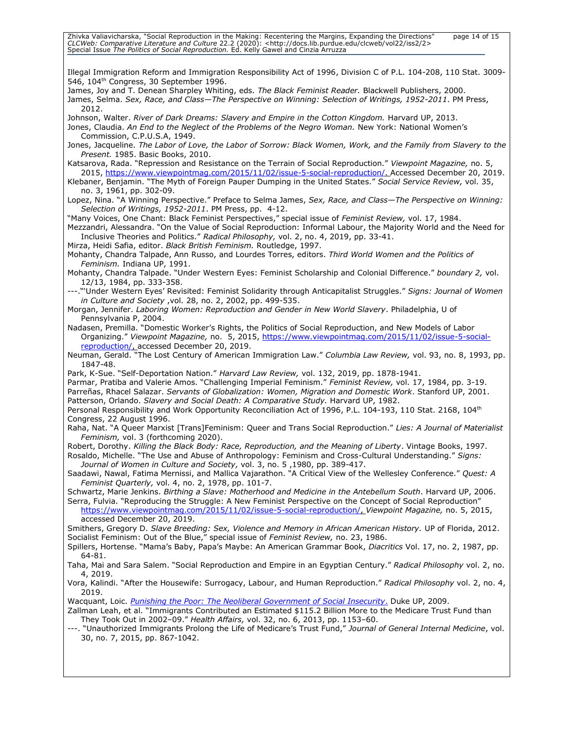Illegal Immigration Reform and Immigration Responsibility Act of 1996, Division C of P.L. 104-208, 110 Stat. 3009-546, 104th Congress, 30 September 1996.

James, Joy and T. Denean Sharpley Whiting, eds. *The Black Feminist Reader.* Blackwell Publishers, 2000.

James, Selma. *Sex, Race, and Class—The Perspective on Winning: Selection of Writings, 1952-2011*. PM Press, 2012.

Johnson, Walter. *River of Dark Dreams: Slavery and Empire in the Cotton Kingdom.* Harvard UP, 2013.

Jones, Claudia. *An End to the Neglect of the Problems of the Negro Woman.* New York: National Women's Commission, C.P.U.S.A, 1949.

Jones, Jacqueline. *The Labor of Love, the Labor of Sorrow: Black Women, Work, and the Family from Slavery to the Present.* 1985. Basic Books, 2010.

Katsarova, Rada. "Repression and Resistance on the Terrain of Social Reproduction." *Viewpoint Magazine,* no. 5, 2015, https://www.viewpointmag.com/2015/11/02/issue-5-social-reproduction/. Accessed December 20, 2019.

Klebaner, Benjamin. "The Myth of Foreign Pauper Dumping in the United States." *Social Service Review,* vol. 35, no. 3, 1961, pp. 302-09.

Lopez, Nina. "A Winning Perspective." Preface to Selma James, *Sex, Race, and Class—The Perspective on Winning: Selection of Writings, 1952-2011*. PM Press, pp. 4-12.

"Many Voices, One Chant: Black Feminist Perspectives," special issue of *Feminist Review,* vol. 17, 1984.

Mezzandri, Alessandra. "On the Value of Social Reproduction: Informal Labour, the Majority World and the Need for Inclusive Theories and Politics." *Radical Philosophy,* vol. 2, no. 4, 2019, pp. 33-41.

Mirza, Heidi Safia, editor. *Black British Feminism.* Routledge, 1997.

Mohanty, Chandra Talpade, Ann Russo, and Lourdes Torres, editors. *Third World Women and the Politics of Feminism.* Indiana UP, 1991.

Mohanty, Chandra Talpade. "Under Western Eyes: Feminist Scholarship and Colonial Difference." *boundary 2,* vol. 12/13, 1984, pp. 333-358.

---."'Under Western Eyes' Revisited: Feminist Solidarity through Anticapitalist Struggles." *Signs: Journal of Women in Culture and Society* ,vol. 28, no. 2, 2002, pp. 499-535.

Morgan, Jennifer. *Laboring Women: Reproduction and Gender in New World Slavery*. Philadelphia, U of Pennsylvania P, 2004.

Nadasen, Premilla. "Domestic Worker's Rights, the Politics of Social Reproduction, and New Models of Labor Organizing." *Viewpoint Magazine,* no. 5, 2015, https://www.viewpointmag.com/2015/11/02/issue-5-social-reproduction/, accessed December 20, 2019.

Neuman, Gerald. "The Lost Century of American Immigration Law." *Columbia Law Review,* vol. 93, no. 8, 1993, pp. 1847-48.

Park, K-Sue. "Self-Deportation Nation." *Harvard Law Review,* vol. 132, 2019, pp. 1878-1941.

Parmar, Pratiba and Valerie Amos. "Challenging Imperial Feminism." *Feminist Review,* vol. 17, 1984, pp. 3-19.

Parreñas, Rhacel Salazar. *Servants of Globalization: Women, Migration and Domestic Work*. Stanford UP, 2001.

Patterson, Orlando. *Slavery and Social Death: A Comparative Study.* Harvard UP, 1982.

Personal Responsibility and Work Opportunity Reconciliation Act of 1996, P.L. 104-193, 110 Stat. 2168, 104th Congress, 22 August 1996.

Raha, Nat. "A Queer Marxist [Trans]Feminism: Queer and Trans Social Reproduction." *Lies: A Journal of Materialist Feminism,* vol. 3 (forthcoming 2020).

Robert, Dorothy. *Killing the Black Body: Race, Reproduction, and the Meaning of Liberty*. Vintage Books, 1997.

Rosaldo, Michelle. "The Use and Abuse of Anthropology: Feminism and Cross-Cultural Understanding." *Signs: Journal of Women in Culture and Society,* vol. 3, no. 5 ,1980, pp. 389-417.

Saadawi, Nawal, Fatima Mernissi, and Mallica Vajarathon. "A Critical View of the Wellesley Conference." *Quest: A Feminist Quarterly,* vol. 4, no. 2, 1978, pp. 101-7.

Schwartz, Marie Jenkins. *Birthing a Slave: Motherhood and Medicine in the Antebellum South*. Harvard UP, 2006.

Serra, Fulvia. "Reproducing the Struggle: A New Feminist Perspective on the Concept of Social Reproduction" https://www.viewpointmag.com/2015/11/02/issue-5-social-reproduction/, *Viewpoint Magazine,* no. 5, 2015, accessed December 20, 2019.

Smithers, Gregory D. *Slave Breeding: Sex, Violence and Memory in African American History.* UP of Florida, 2012.

Socialist Feminism: Out of the Blue," special issue of *Feminist Review,* no. 23, 1986.

Spillers, Hortense. "Mama's Baby, Papa's Maybe: An American Grammar Book, *Diacritics* Vol. 17, no. 2, 1987, pp. 64-81.

Taha, Mai and Sara Salem. "Social Reproduction and Empire in an Egyptian Century." *Radical Philosophy* vol. 2, no. 4, 2019.

Vora, Kalindi. "After the Housewife: Surrogacy, Labour, and Human Reproduction." *Radical Philosophy* vol. 2, no. 4, 2019.

Wacquant, Loic. *Punishing the Poor: The Neoliberal Government of Social Insecurity*. Duke UP, 2009.

Zallman Leah, et al. "Immigrants Contributed an Estimated $115.2 Billion More to the Medicare Trust Fund than They Took Out in 2002–09." *Health Affairs,* vol. 32, no. 6, 2013, pp. 1153–60.

---. "Unauthorized Immigrants Prolong the Life of Medicare's Trust Fund," *Journal of General Internal Medicine*, vol. 30, no. 7, 2015, pp. 867-1042.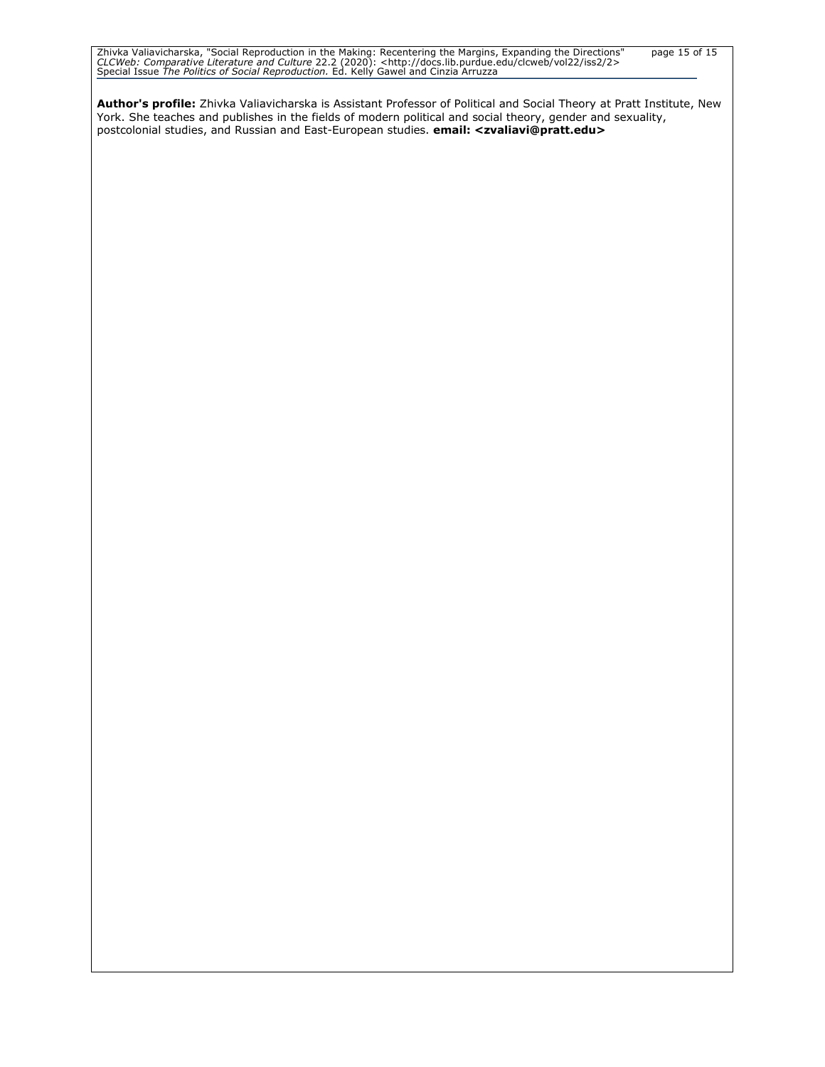**Author's profile:** Zhivka Valiavicharska is Assistant Professor of Political and Social Theory at Pratt Institute, New York. She teaches and publishes in the fields of modern political and social theory, gender and sexuality, postcolonial studies, and Russian and East-European studies. **email: <zvaliavi@pratt.edu>**